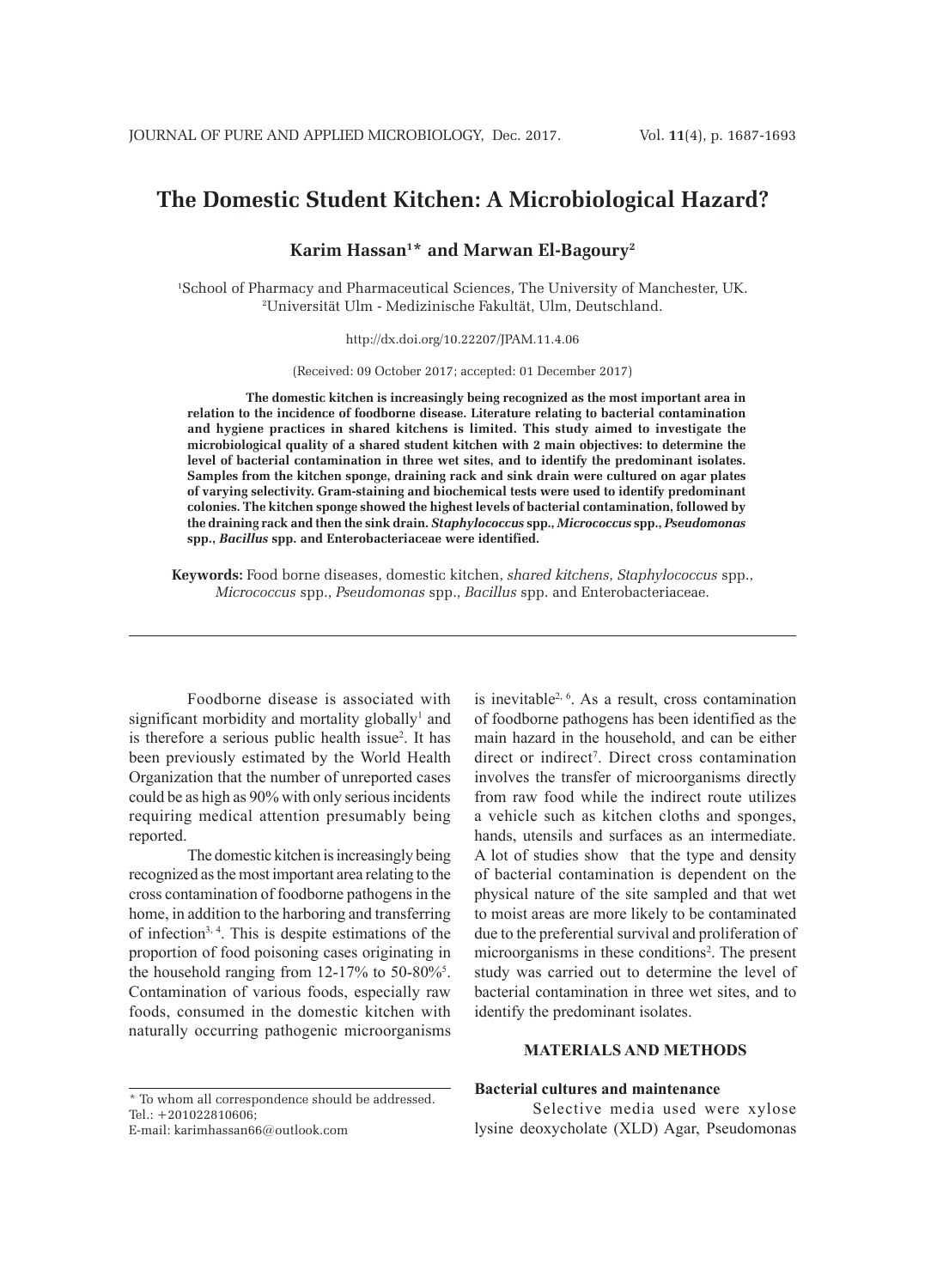# The Domestic Student Kitchen: A Microbiological Hazard?

**Karim Hassan[1]* and Marwan El-Bagoury[2]**

[1]School of Pharmacy and Pharmaceutical Sciences, The University of Manchester, UK.
[2]Universität Ulm - Medizinische Fakultät, Ulm, Deutschland.

http://dx.doi.org/10.22207/JPAM.11.4.06

(Received: 09 October 2017; accepted: 01 December 2017)

**The domestic kitchen is increasingly being recognized as the most important area in relation to the incidence of foodborne disease. Literature relating to bacterial contamination and hygiene practices in shared kitchens is limited. This study aimed to investigate the microbiological quality of a shared student kitchen with 2 main objectives: to determine the level of bacterial contamination in three wet sites, and to identify the predominant isolates. Samples from the kitchen sponge, draining rack and sink drain were cultured on agar plates of varying selectivity. Gram-staining and biochemical tests were used to identify predominant colonies. The kitchen sponge showed the highest levels of bacterial contamination, followed by the draining rack and then the sink drain. *Staphylococcus* spp., *Micrococcus* spp., *Pseudomonas* spp., *Bacillus* spp. and Enterobacteriaceae were identified.**

**Keywords:** Food borne diseases, domestic kitchen, *shared kitchens, Staphylococcus* spp., *Micrococcus* spp., *Pseudomonas* spp., *Bacillus* spp. and Enterobacteriaceae.

---

Foodborne disease is associated with significant morbidity and mortality globally[1] and is therefore a serious public health issue[2]. It has been previously estimated by the World Health Organization that the number of unreported cases could be as high as 90% with only serious incidents requiring medical attention presumably being reported.

The domestic kitchen is increasingly being recognized as the most important area relating to the cross contamination of foodborne pathogens in the home, in addition to the harboring and transferring of infection[3, 4]. This is despite estimations of the proportion of food poisoning cases originating in the household ranging from 12-17% to 50-80%[5]. Contamination of various foods, especially raw foods, consumed in the domestic kitchen with naturally occurring pathogenic microorganisms is inevitable[2, 6]. As a result, cross contamination of foodborne pathogens has been identified as the main hazard in the household, and can be either direct or indirect[7]. Direct cross contamination involves the transfer of microorganisms directly from raw food while the indirect route utilizes a vehicle such as kitchen cloths and sponges, hands, utensils and surfaces as an intermediate. A lot of studies show that the type and density of bacterial contamination is dependent on the physical nature of the site sampled and that wet to moist areas are more likely to be contaminated due to the preferential survival and proliferation of microorganisms in these conditions[2]. The present study was carried out to determine the level of bacterial contamination in three wet sites, and to identify the predominant isolates.

## MATERIALS AND METHODS

### Bacterial cultures and maintenance

Selective media used were xylose lysine deoxycholate (XLD) Agar, Pseudomonas

---

\* To whom all correspondence should be addressed.
Tel.: +201022810606;
E-mail: karimhassan66@outlook.com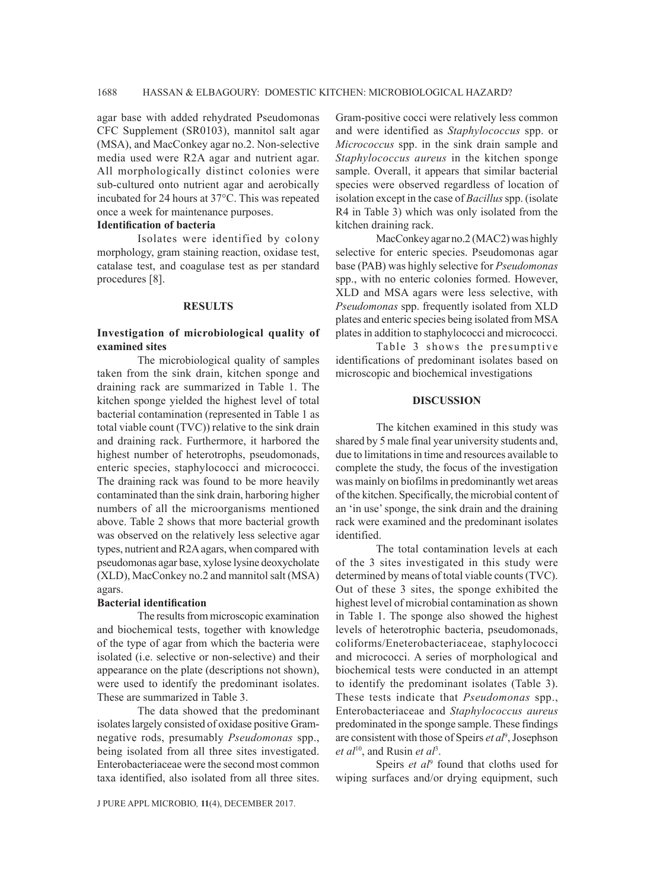agar base with added rehydrated Pseudomonas CFC Supplement (SR0103), mannitol salt agar (MSA), and MacConkey agar no.2. Non-selective media used were R2A agar and nutrient agar. All morphologically distinct colonies were sub-cultured onto nutrient agar and aerobically incubated for 24 hours at 37°C. This was repeated once a week for maintenance purposes.

**Identification of bacteria**

Isolates were identified by colony morphology, gram staining reaction, oxidase test, catalase test, and coagulase test as per standard procedures [8].

## RESULTS

### Investigation of microbiological quality of examined sites

The microbiological quality of samples taken from the sink drain, kitchen sponge and draining rack are summarized in Table 1. The kitchen sponge yielded the highest level of total bacterial contamination (represented in Table 1 as total viable count (TVC)) relative to the sink drain and draining rack. Furthermore, it harbored the highest number of heterotrophs, pseudomonads, enteric species, staphylococci and micrococci. The draining rack was found to be more heavily contaminated than the sink drain, harboring higher numbers of all the microorganisms mentioned above. Table 2 shows that more bacterial growth was observed on the relatively less selective agar types, nutrient and R2A agars, when compared with pseudomonas agar base, xylose lysine deoxycholate (XLD), MacConkey no.2 and mannitol salt (MSA) agars.

**Bacterial identification**

The results from microscopic examination and biochemical tests, together with knowledge of the type of agar from which the bacteria were isolated (i.e. selective or non-selective) and their appearance on the plate (descriptions not shown), were used to identify the predominant isolates. These are summarized in Table 3.

The data showed that the predominant isolates largely consisted of oxidase positive Gram-negative rods, presumably *Pseudomonas* spp., being isolated from all three sites investigated. Enterobacteriaceae were the second most common taxa identified, also isolated from all three sites. Gram-positive cocci were relatively less common and were identified as *Staphylococcus* spp. or *Micrococcus* spp. in the sink drain sample and *Staphylococcus aureus* in the kitchen sponge sample. Overall, it appears that similar bacterial species were observed regardless of location of isolation except in the case of *Bacillus* spp. (isolate R4 in Table 3) which was only isolated from the kitchen draining rack.

MacConkey agar no.2 (MAC2) was highly selective for enteric species. Pseudomonas agar base (PAB) was highly selective for *Pseudomonas* spp., with no enteric colonies formed. However, XLD and MSA agars were less selective, with *Pseudomonas* spp. frequently isolated from XLD plates and enteric species being isolated from MSA plates in addition to staphylococci and micrococci.

Table 3 shows the presumptive identifications of predominant isolates based on microscopic and biochemical investigations

## DISCUSSION

The kitchen examined in this study was shared by 5 male final year university students and, due to limitations in time and resources available to complete the study, the focus of the investigation was mainly on biofilms in predominantly wet areas of the kitchen. Specifically, the microbial content of an 'in use' sponge, the sink drain and the draining rack were examined and the predominant isolates identified.

The total contamination levels at each of the 3 sites investigated in this study were determined by means of total viable counts (TVC). Out of these 3 sites, the sponge exhibited the highest level of microbial contamination as shown in Table 1. The sponge also showed the highest levels of heterotrophic bacteria, pseudomonads, coliforms/Eneterobacteriaceae, staphylococci and micrococci. A series of morphological and biochemical tests were conducted in an attempt to identify the predominant isolates (Table 3). These tests indicate that *Pseudomonas* spp., Enterobacteriaceae and *Staphylococcus aureus* predominated in the sponge sample. These findings are consistent with those of Speirs *et al*[9], Josephson *et al*[10], and Rusin *et al*[3].

Speirs *et al*[9] found that cloths used for wiping surfaces and/or drying equipment, such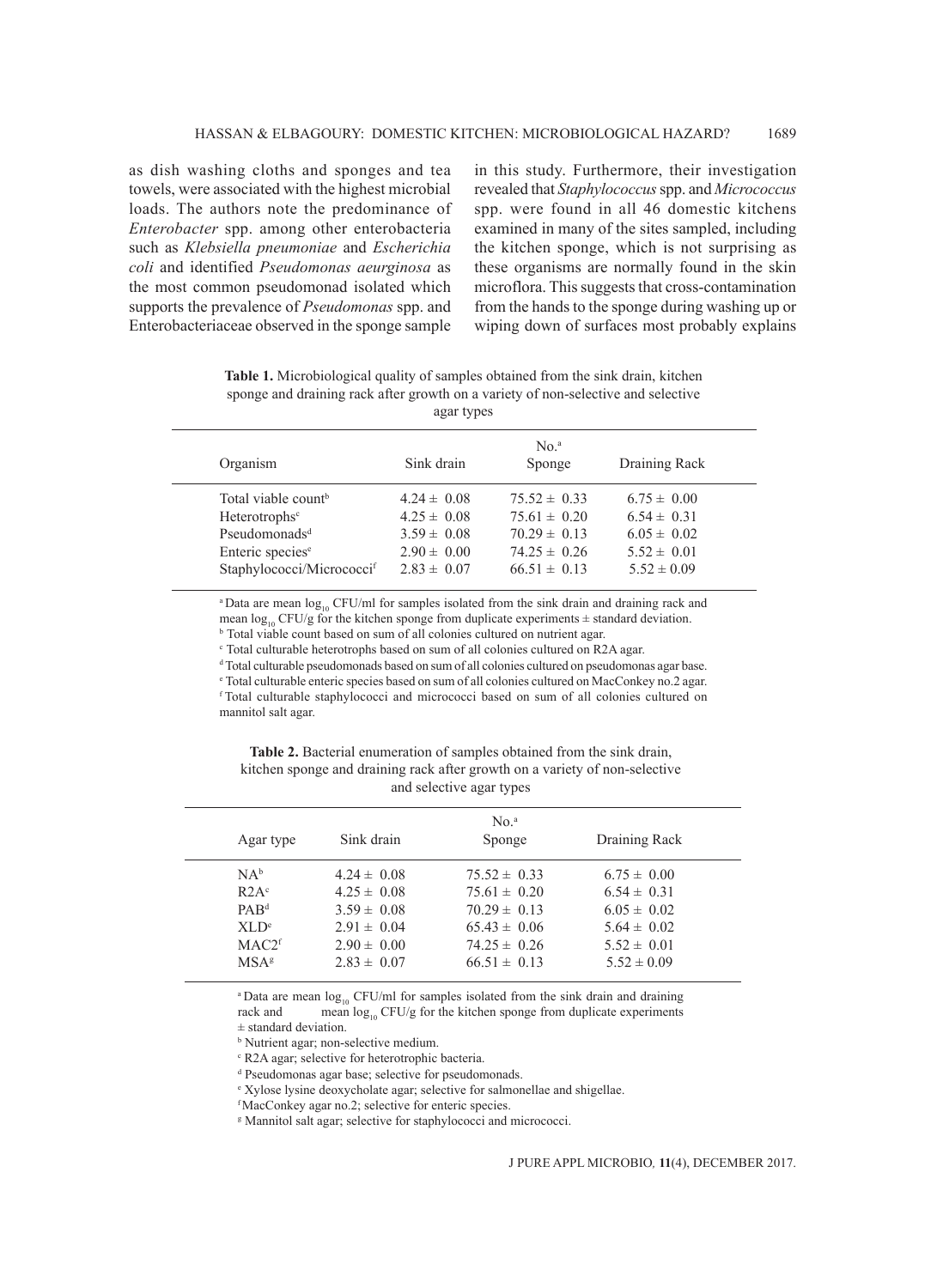as dish washing cloths and sponges and tea towels, were associated with the highest microbial loads. The authors note the predominance of *Enterobacter* spp. among other enterobacteria such as *Klebsiella pneumoniae* and *Escherichia coli* and identified *Pseudomonas aeurginosa* as the most common pseudomonad isolated which supports the prevalence of *Pseudomonas* spp. and Enterobacteriaceae observed in the sponge sample in this study. Furthermore, their investigation revealed that *Staphylococcus* spp. and *Micrococcus* spp. were found in all 46 domestic kitchens examined in many of the sites sampled, including the kitchen sponge, which is not surprising as these organisms are normally found in the skin microflora. This suggests that cross-contamination from the hands to the sponge during washing up or wiping down of surfaces most probably explains

**Table 1.** Microbiological quality of samples obtained from the sink drain, kitchen sponge and draining rack after growth on a variety of non-selective and selective agar types

| Organism | Sink drain | No.[a] Sponge | Draining Rack |
|---|---|---|---|
| Total viable count[b] | 4.24 ± 0.08 | 75.52 ± 0.33 | 6.75 ± 0.00 |
| Heterotrophs[c] | 4.25 ± 0.08 | 75.61 ± 0.20 | 6.54 ± 0.31 |
| Pseudomonads[d] | 3.59 ± 0.08 | 70.29 ± 0.13 | 6.05 ± 0.02 |
| Enteric species[e] | 2.90 ± 0.00 | 74.25 ± 0.26 | 5.52 ± 0.01 |
| Staphylococci/Micrococci[f] | 2.83 ± 0.07 | 66.51 ± 0.13 | 5.52 ± 0.09 |

[a] Data are mean $\log_{10}$ CFU/ml for samples isolated from the sink drain and draining rack and mean $\log_{10}$ CFU/g for the kitchen sponge from duplicate experiments ± standard deviation.
[b] Total viable count based on sum of all colonies cultured on nutrient agar.
[c] Total culturable heterotrophs based on sum of all colonies cultured on R2A agar.
[d] Total culturable pseudomonads based on sum of all colonies cultured on pseudomonas agar base.
[e] Total culturable enteric species based on sum of all colonies cultured on MacConkey no.2 agar.
[f] Total culturable staphylococci and micrococci based on sum of all colonies cultured on mannitol salt agar.

**Table 2.** Bacterial enumeration of samples obtained from the sink drain, kitchen sponge and draining rack after growth on a variety of non-selective and selective agar types

| Agar type | Sink drain | No.[a] Sponge | Draining Rack |
|---|---|---|---|
| NA[b] | 4.24 ± 0.08 | 75.52 ± 0.33 | 6.75 ± 0.00 |
| R2A[c] | 4.25 ± 0.08 | 75.61 ± 0.20 | 6.54 ± 0.31 |
| PAB[d] | 3.59 ± 0.08 | 70.29 ± 0.13 | 6.05 ± 0.02 |
| XLD[e] | 2.91 ± 0.04 | 65.43 ± 0.06 | 5.64 ± 0.02 |
| MAC2[f] | 2.90 ± 0.00 | 74.25 ± 0.26 | 5.52 ± 0.01 |
| MSA[g] | 2.83 ± 0.07 | 66.51 ± 0.13 | 5.52 ± 0.09 |

[a] Data are mean $\log_{10}$ CFU/ml for samples isolated from the sink drain and draining rack and mean $\log_{10}$ CFU/g for the kitchen sponge from duplicate experiments ± standard deviation.
[b] Nutrient agar; non-selective medium.
[c] R2A agar; selective for heterotrophic bacteria.
[d] Pseudomonas agar base; selective for pseudomonads.
[e] Xylose lysine deoxycholate agar; selective for salmonellae and shigellae.
[f] MacConkey agar no.2; selective for enteric species.
[g] Mannitol salt agar; selective for staphylococci and micrococci.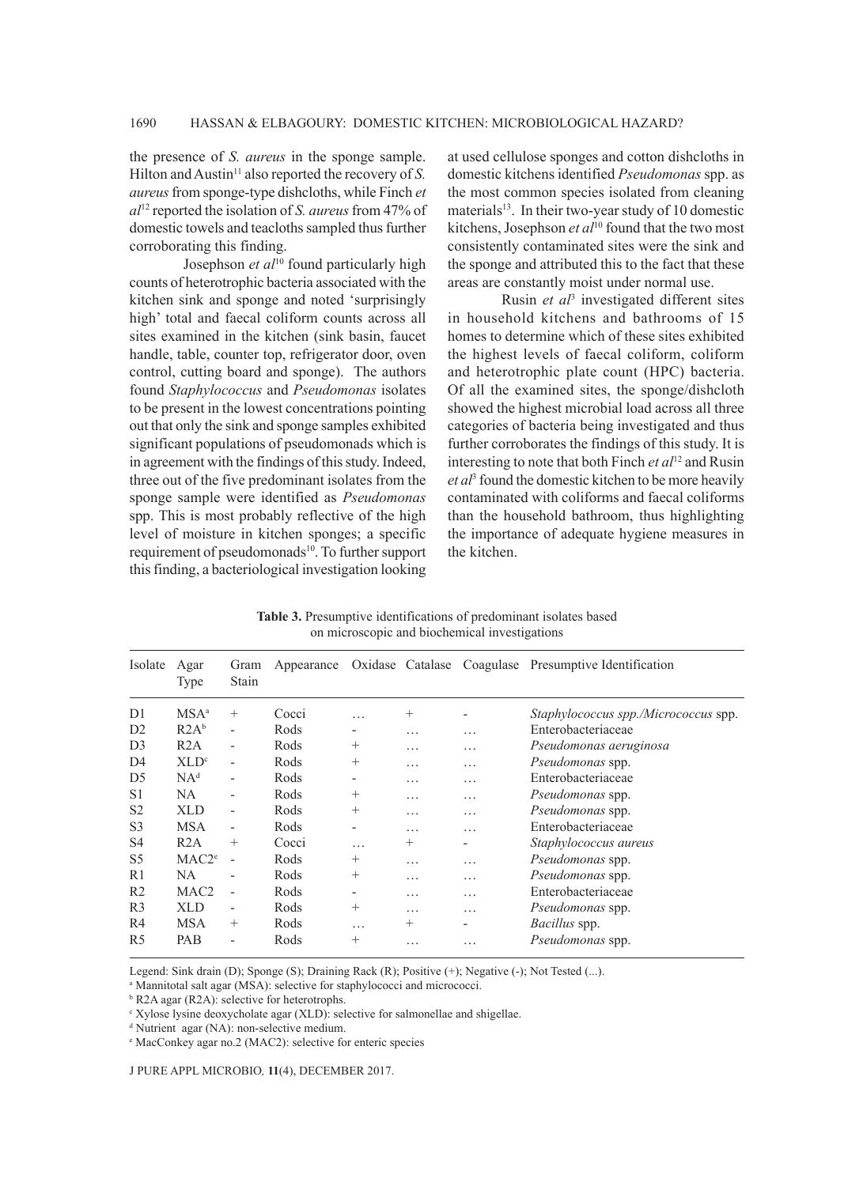the presence of *S. aureus* in the sponge sample. Hilton and Austin[11] also reported the recovery of *S. aureus* from sponge-type dishcloths, while Finch *et al*[12] reported the isolation of *S. aureus* from 47% of domestic towels and teacloths sampled thus further corroborating this finding.

Josephson *et al*[10] found particularly high counts of heterotrophic bacteria associated with the kitchen sink and sponge and noted 'surprisingly high' total and faecal coliform counts across all sites examined in the kitchen (sink basin, faucet handle, table, counter top, refrigerator door, oven control, cutting board and sponge). The authors found *Staphylococcus* and *Pseudomonas* isolates to be present in the lowest concentrations pointing out that only the sink and sponge samples exhibited significant populations of pseudomonads which is in agreement with the findings of this study. Indeed, three out of the five predominant isolates from the sponge sample were identified as *Pseudomonas* spp. This is most probably reflective of the high level of moisture in kitchen sponges; a specific requirement of pseudomonads[10]. To further support this finding, a bacteriological investigation looking at used cellulose sponges and cotton dishcloths in domestic kitchens identified *Pseudomonas* spp. as the most common species isolated from cleaning materials[13]. In their two-year study of 10 domestic kitchens, Josephson *et al*[10] found that the two most consistently contaminated sites were the sink and the sponge and attributed this to the fact that these areas are constantly moist under normal use.

Rusin *et al*[3] investigated different sites in household kitchens and bathrooms of 15 homes to determine which of these sites exhibited the highest levels of faecal coliform, coliform and heterotrophic plate count (HPC) bacteria. Of all the examined sites, the sponge/dishcloth showed the highest microbial load across all three categories of bacteria being investigated and thus further corroborates the findings of this study. It is interesting to note that both Finch *et al*[12] and Rusin *et al*[3] found the domestic kitchen to be more heavily contaminated with coliforms and faecal coliforms than the household bathroom, thus highlighting the importance of adequate hygiene measures in the kitchen.

**Table 3.** Presumptive identifications of predominant isolates based on microscopic and biochemical investigations

| Isolate | Agar Type | Gram Stain | Appearance | Oxidase | Catalase | Coagulase | Presumptive Identification |
|---|---|---|---|---|---|---|---|
| D1 | MSA[a] | + | Cocci | ... | + | - | *Staphylococcus spp./Micrococcus* spp. |
| D2 | R2A[b] | - | Rods | - | ... | ... | Enterobacteriaceae |
| D3 | R2A | - | Rods | + | ... | ... | *Pseudomonas aeruginosa* |
| D4 | XLD[c] | - | Rods | + | ... | ... | *Pseudomonas* spp. |
| D5 | NA[d] | - | Rods | - | ... | ... | Enterobacteriaceae |
| S1 | NA | - | Rods | + | ... | ... | *Pseudomonas* spp. |
| S2 | XLD | - | Rods | + | ... | ... | *Pseudomonas* spp. |
| S3 | MSA | - | Rods | - | ... | ... | Enterobacteriaceae |
| S4 | R2A | + | Cocci | ... | + | - | *Staphylococcus aureus* |
| S5 | MAC2[e] | - | Rods | + | ... | ... | *Pseudomonas* spp. |
| R1 | NA | - | Rods | + | ... | ... | *Pseudomonas* spp. |
| R2 | MAC2 | - | Rods | - | ... | ... | Enterobacteriaceae |
| R3 | XLD | - | Rods | + | ... | ... | *Pseudomonas* spp. |
| R4 | MSA | + | Rods | ... | + | - | *Bacillus* spp. |
| R5 | PAB | - | Rods | + | ... | ... | *Pseudomonas* spp. |

Legend: Sink drain (D); Sponge (S); Draining Rack (R); Positive (+); Negative (-); Not Tested (...).

[a] Mannitotal salt agar (MSA): selective for staphylococci and micrococci.

[b] R2A agar (R2A): selective for heterotrophs.

[c] Xylose lysine deoxycholate agar (XLD): selective for salmonellae and shigellae.

[d] Nutrient agar (NA): non-selective medium.

[e] MacConkey agar no.2 (MAC2): selective for enteric species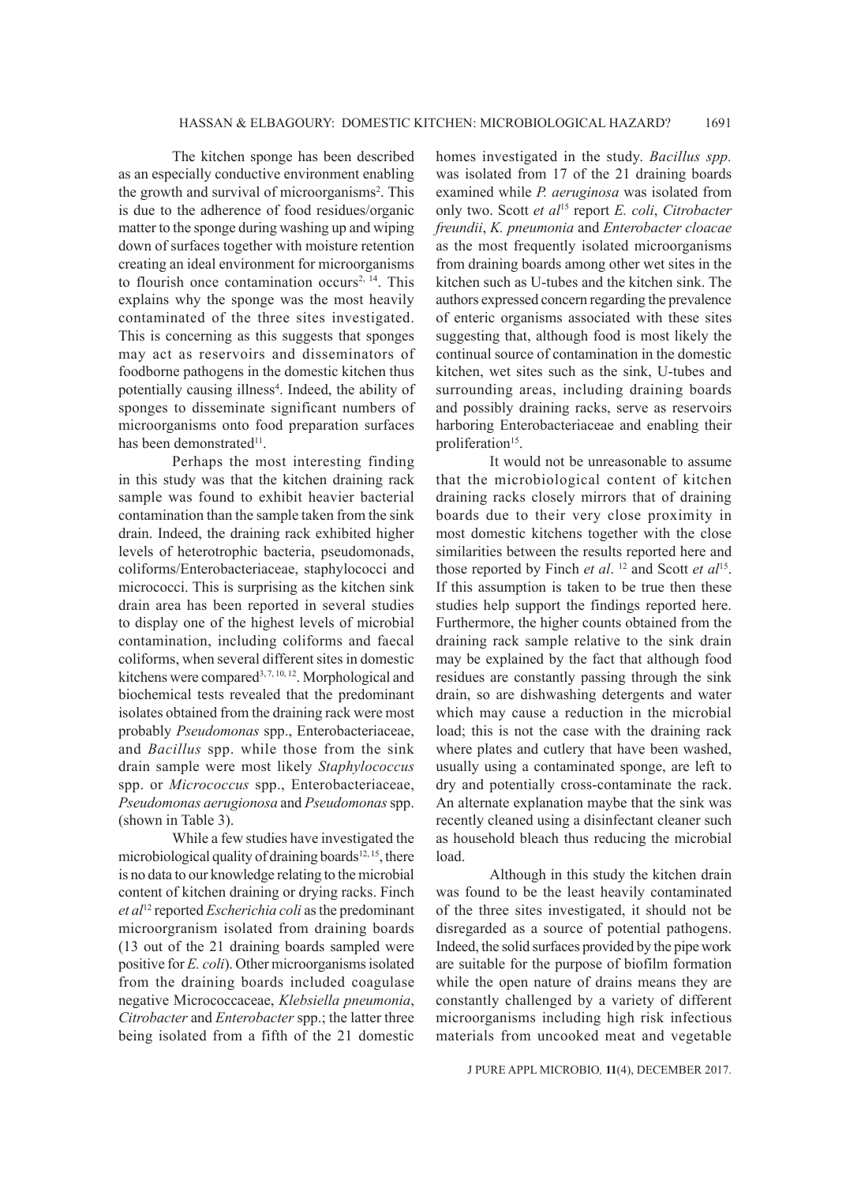The kitchen sponge has been described as an especially conductive environment enabling the growth and survival of microorganisms[2]. This is due to the adherence of food residues/organic matter to the sponge during washing up and wiping down of surfaces together with moisture retention creating an ideal environment for microorganisms to flourish once contamination occurs[2, 14]. This explains why the sponge was the most heavily contaminated of the three sites investigated. This is concerning as this suggests that sponges may act as reservoirs and disseminators of foodborne pathogens in the domestic kitchen thus potentially causing illness[4]. Indeed, the ability of sponges to disseminate significant numbers of microorganisms onto food preparation surfaces has been demonstrated[11].

Perhaps the most interesting finding in this study was that the kitchen draining rack sample was found to exhibit heavier bacterial contamination than the sample taken from the sink drain. Indeed, the draining rack exhibited higher levels of heterotrophic bacteria, pseudomonads, coliforms/Enterobacteriaceae, staphylococci and micrococci. This is surprising as the kitchen sink drain area has been reported in several studies to display one of the highest levels of microbial contamination, including coliforms and faecal coliforms, when several different sites in domestic kitchens were compared[3, 7, 10, 12]. Morphological and biochemical tests revealed that the predominant isolates obtained from the draining rack were most probably *Pseudomonas* spp., Enterobacteriaceae, and *Bacillus* spp. while those from the sink drain sample were most likely *Staphylococcus* spp. or *Micrococcus* spp., Enterobacteriaceae, *Pseudomonas aerugionosa* and *Pseudomonas* spp. (shown in Table 3).

While a few studies have investigated the microbiological quality of draining boards[12, 15], there is no data to our knowledge relating to the microbial content of kitchen draining or drying racks. Finch *et al*[12] reported *Escherichia coli* as the predominant microorgranism isolated from draining boards (13 out of the 21 draining boards sampled were positive for *E. coli*). Other microorganisms isolated from the draining boards included coagulase negative Micrococcaceae, *Klebsiella pneumonia*, *Citrobacter* and *Enterobacter* spp.; the latter three being isolated from a fifth of the 21 domestic homes investigated in the study. *Bacillus spp.* was isolated from 17 of the 21 draining boards examined while *P. aeruginosa* was isolated from only two. Scott *et al*[15] report *E. coli*, *Citrobacter freundii*, *K. pneumonia* and *Enterobacter cloacae* as the most frequently isolated microorganisms from draining boards among other wet sites in the kitchen such as U-tubes and the kitchen sink. The authors expressed concern regarding the prevalence of enteric organisms associated with these sites suggesting that, although food is most likely the continual source of contamination in the domestic kitchen, wet sites such as the sink, U-tubes and surrounding areas, including draining boards and possibly draining racks, serve as reservoirs harboring Enterobacteriaceae and enabling their proliferation[15].

It would not be unreasonable to assume that the microbiological content of kitchen draining racks closely mirrors that of draining boards due to their very close proximity in most domestic kitchens together with the close similarities between the results reported here and those reported by Finch *et al*. [12] and Scott *et al*[15]. If this assumption is taken to be true then these studies help support the findings reported here. Furthermore, the higher counts obtained from the draining rack sample relative to the sink drain may be explained by the fact that although food residues are constantly passing through the sink drain, so are dishwashing detergents and water which may cause a reduction in the microbial load; this is not the case with the draining rack where plates and cutlery that have been washed, usually using a contaminated sponge, are left to dry and potentially cross-contaminate the rack. An alternate explanation maybe that the sink was recently cleaned using a disinfectant cleaner such as household bleach thus reducing the microbial load.

Although in this study the kitchen drain was found to be the least heavily contaminated of the three sites investigated, it should not be disregarded as a source of potential pathogens. Indeed, the solid surfaces provided by the pipe work are suitable for the purpose of biofilm formation while the open nature of drains means they are constantly challenged by a variety of different microorganisms including high risk infectious materials from uncooked meat and vegetable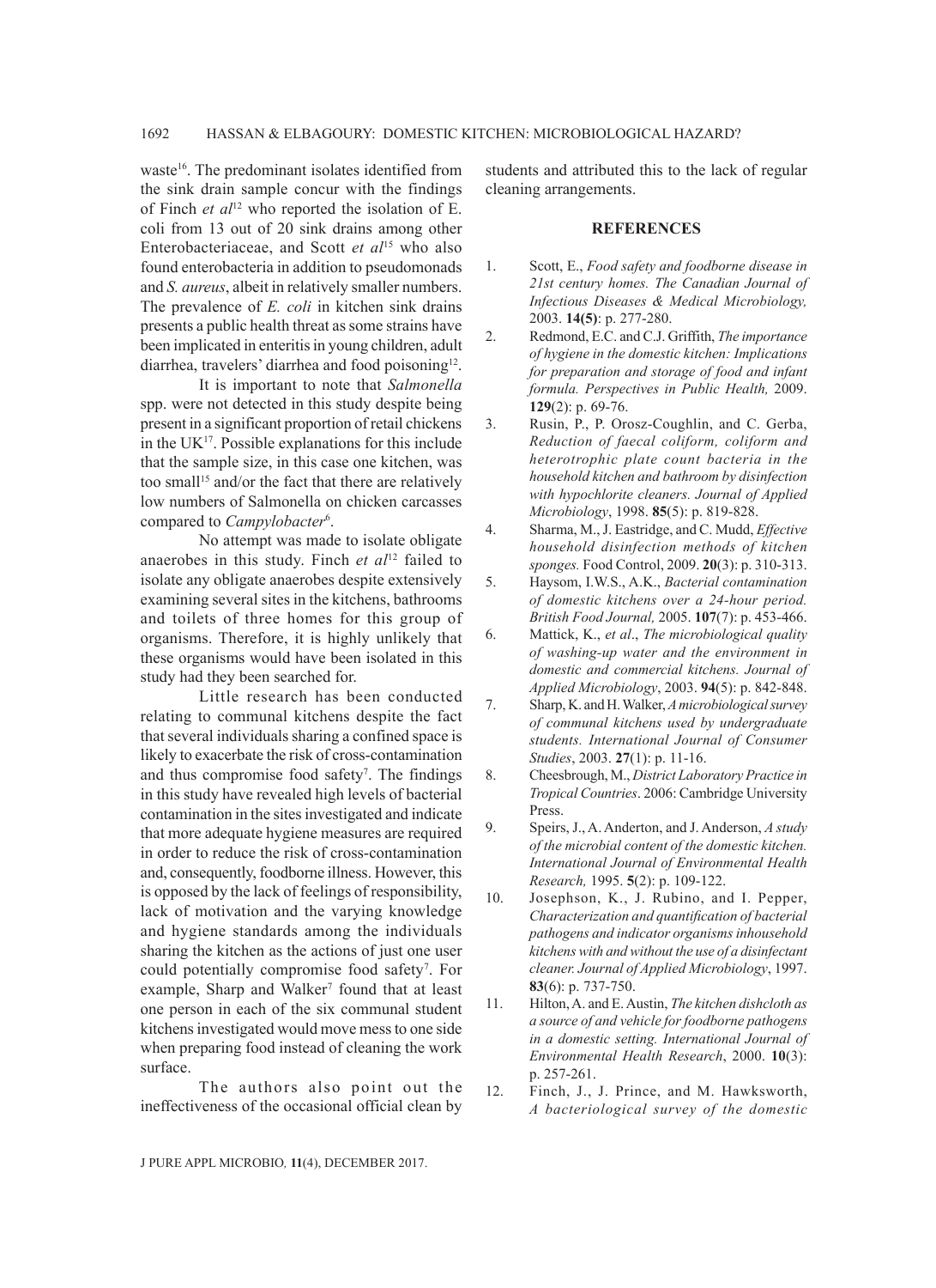waste[16]. The predominant isolates identified from the sink drain sample concur with the findings of Finch *et al*[12] who reported the isolation of E. coli from 13 out of 20 sink drains among other Enterobacteriaceae, and Scott *et al*[15] who also found enterobacteria in addition to pseudomonads and *S. aureus*, albeit in relatively smaller numbers. The prevalence of *E. coli* in kitchen sink drains presents a public health threat as some strains have been implicated in enteritis in young children, adult diarrhea, travelers' diarrhea and food poisoning[12].

It is important to note that *Salmonella* spp. were not detected in this study despite being present in a significant proportion of retail chickens in the UK[17]. Possible explanations for this include that the sample size, in this case one kitchen, was too small[15] and/or the fact that there are relatively low numbers of Salmonella on chicken carcasses compared to *Campylobacter*[6].

No attempt was made to isolate obligate anaerobes in this study. Finch *et al*[12] failed to isolate any obligate anaerobes despite extensively examining several sites in the kitchens, bathrooms and toilets of three homes for this group of organisms. Therefore, it is highly unlikely that these organisms would have been isolated in this study had they been searched for.

Little research has been conducted relating to communal kitchens despite the fact that several individuals sharing a confined space is likely to exacerbate the risk of cross-contamination and thus compromise food safety[7]. The findings in this study have revealed high levels of bacterial contamination in the sites investigated and indicate that more adequate hygiene measures are required in order to reduce the risk of cross-contamination and, consequently, foodborne illness. However, this is opposed by the lack of feelings of responsibility, lack of motivation and the varying knowledge and hygiene standards among the individuals sharing the kitchen as the actions of just one user could potentially compromise food safety[7]. For example, Sharp and Walker[7] found that at least one person in each of the six communal student kitchens investigated would move mess to one side when preparing food instead of cleaning the work surface.

The authors also point out the ineffectiveness of the occasional official clean by students and attributed this to the lack of regular cleaning arrangements.

## REFERENCES

1. Scott, E., *Food safety and foodborne disease in 21st century homes. The Canadian Journal of Infectious Diseases & Medical Microbiology,* 2003. **14(5)**: p. 277-280.
2. Redmond, E.C. and C.J. Griffith, *The importance of hygiene in the domestic kitchen: Implications for preparation and storage of food and infant formula. Perspectives in Public Health,* 2009. **129**(2): p. 69-76.
3. Rusin, P., P. Orosz-Coughlin, and C. Gerba, *Reduction of faecal coliform, coliform and heterotrophic plate count bacteria in the household kitchen and bathroom by disinfection with hypochlorite cleaners. Journal of Applied Microbiology*, 1998. **85**(5): p. 819-828.
4. Sharma, M., J. Eastridge, and C. Mudd, *Effective household disinfection methods of kitchen sponges.* Food Control, 2009. **20**(3): p. 310-313.
5. Haysom, I.W.S., A.K., *Bacterial contamination of domestic kitchens over a 24-hour period. British Food Journal,* 2005. **107**(7): p. 453-466.
6. Mattick, K., *et al*., *The microbiological quality of washing-up water and the environment in domestic and commercial kitchens. Journal of Applied Microbiology*, 2003. **94**(5): p. 842-848.
7. Sharp, K. and H. Walker, *A microbiological survey of communal kitchens used by undergraduate students. International Journal of Consumer Studies*, 2003. **27**(1): p. 11-16.
8. Cheesbrough, M., *District Laboratory Practice in Tropical Countries*. 2006: Cambridge University Press.
9. Speirs, J., A. Anderton, and J. Anderson, *A study of the microbial content of the domestic kitchen. International Journal of Environmental Health Research,* 1995. **5**(2): p. 109-122.
10. Josephson, K., J. Rubino, and I. Pepper, *Characterization and quantification of bacterial pathogens and indicator organisms inhousehold kitchens with and without the use of a disinfectant cleaner. Journal of Applied Microbiology*, 1997. **83**(6): p. 737-750.
11. Hilton, A. and E. Austin, *The kitchen dishcloth as a source of and vehicle for foodborne pathogens in a domestic setting. International Journal of Environmental Health Research*, 2000. **10**(3): p. 257-261.
12. Finch, J., J. Prince, and M. Hawksworth, *A bacteriological survey of the domestic*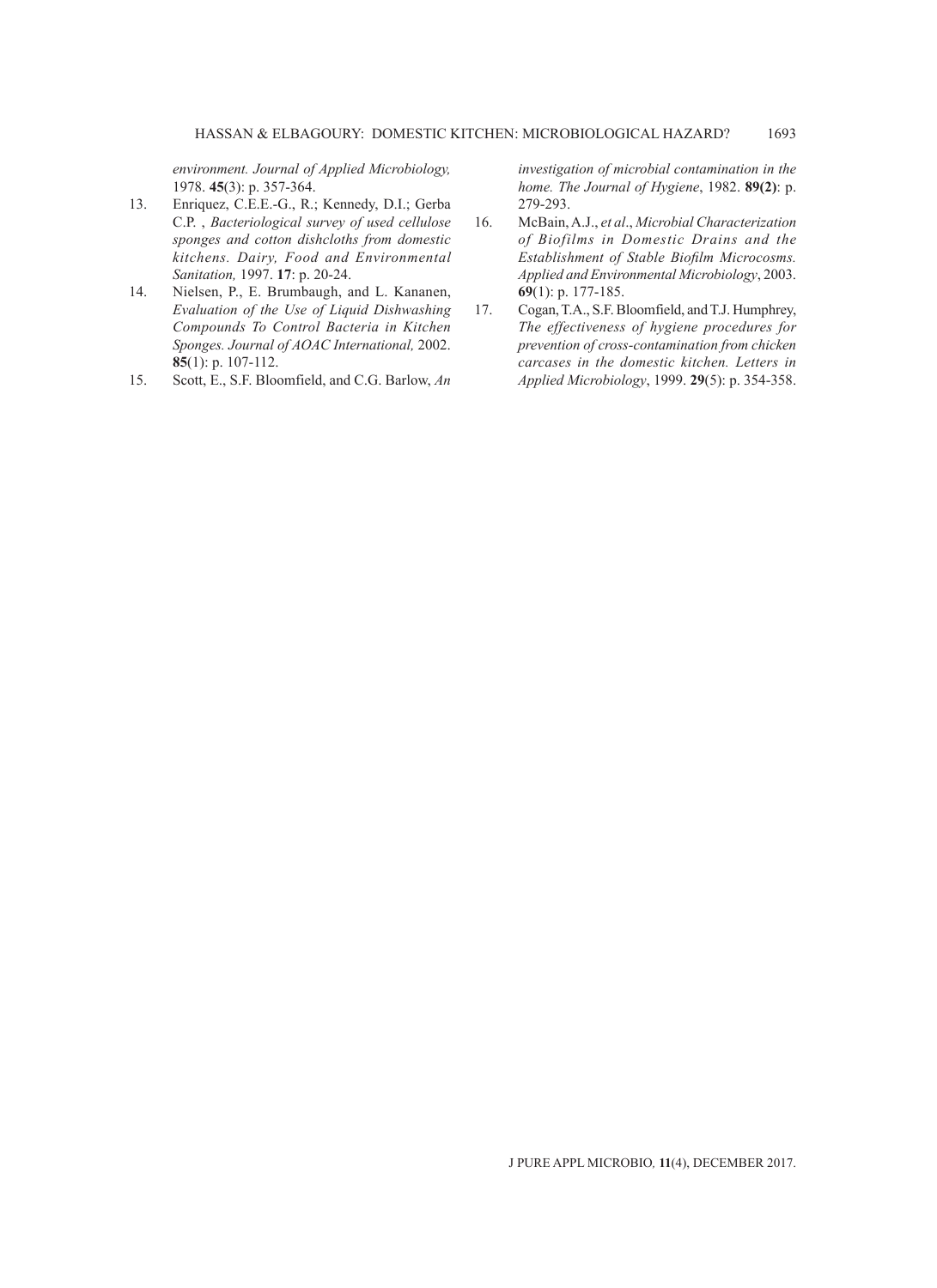*environment. Journal of Applied Microbiology,* 1978. **45**(3): p. 357-364.

13. Enriquez, C.E.E.-G., R.; Kennedy, D.I.; Gerba C.P. , *Bacteriological survey of used cellulose sponges and cotton dishcloths from domestic kitchens. Dairy, Food and Environmental Sanitation,* 1997. **17**: p. 20-24.
14. Nielsen, P., E. Brumbaugh, and L. Kananen, *Evaluation of the Use of Liquid Dishwashing Compounds To Control Bacteria in Kitchen Sponges. Journal of AOAC International,* 2002. **85**(1): p. 107-112.
15. Scott, E., S.F. Bloomfield, and C.G. Barlow, *An investigation of microbial contamination in the home. The Journal of Hygiene*, 1982. **89(2)**: p. 279-293.
16. McBain, A.J., *et al*., *Microbial Characterization of Biofilms in Domestic Drains and the Establishment of Stable Biofilm Microcosms. Applied and Environmental Microbiology*, 2003. **69**(1): p. 177-185.
17. Cogan, T.A., S.F. Bloomfield, and T.J. Humphrey, *The effectiveness of hygiene procedures for prevention of cross-contamination from chicken carcases in the domestic kitchen. Letters in Applied Microbiology*, 1999. **29**(5): p. 354-358.